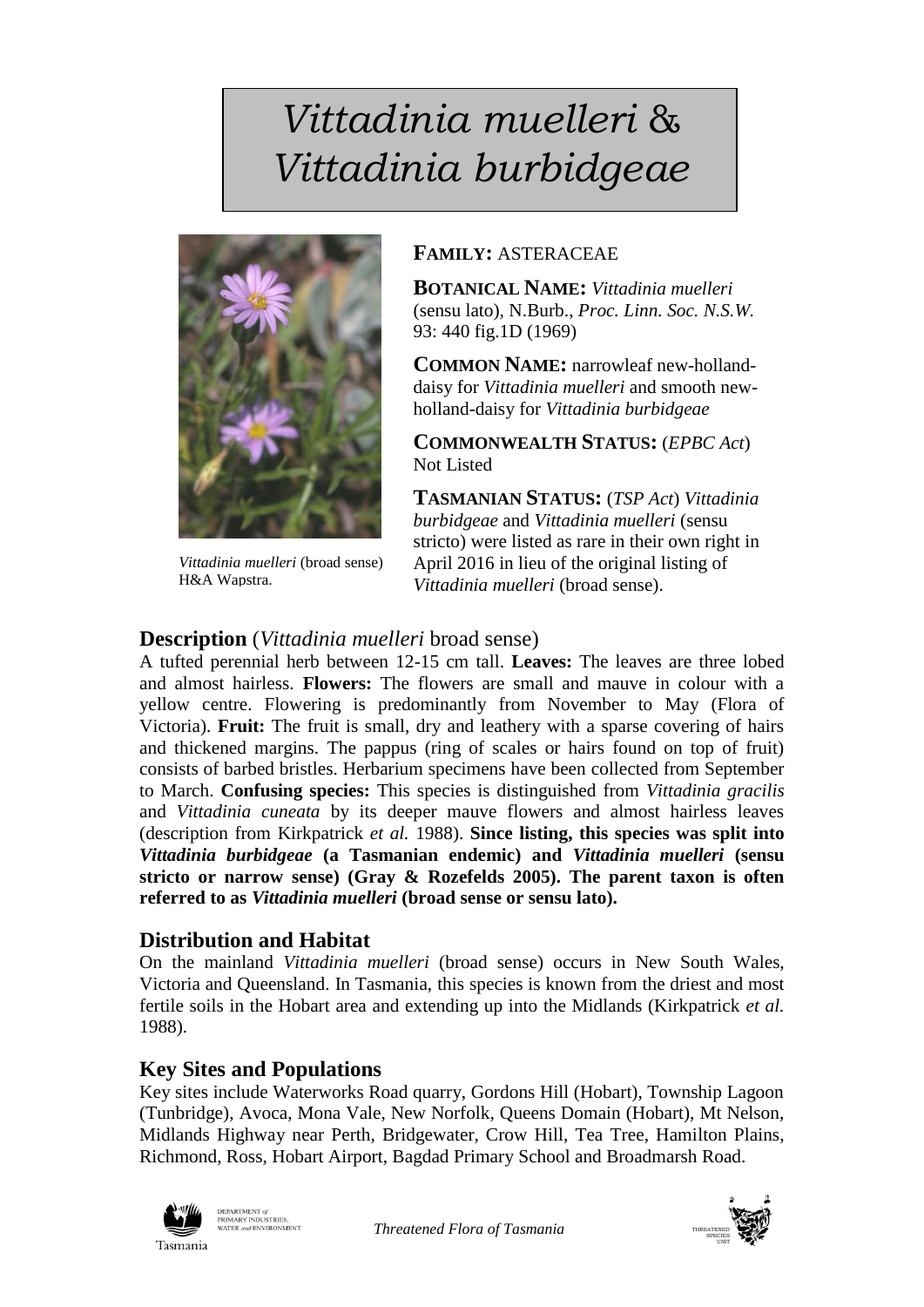# *Vittadinia muelleri* & *Vittadinia burbidgeae*

*Vittadinia muelleri* (broad sense) H&A Wapstra.

**FAMILY:** ASTERACEAE

**BOTANICAL NAME:** *Vittadinia muelleri* (sensu lato), N.Burb., *Proc. Linn. Soc. N.S.W.* 93: 440 fig.1D (1969)

**COMMON NAME:** narrowleaf new-holland-daisy for *Vittadinia muelleri* and smooth new-holland-daisy for *Vittadinia burbidgeae*

**COMMONWEALTH STATUS:** (*EPBC Act*) Not Listed

**TASMANIAN STATUS:** (*TSP Act*) *Vittadinia burbidgeae* and *Vittadinia muelleri* (sensu stricto) were listed as rare in their own right in April 2016 in lieu of the original listing of *Vittadinia muelleri* (broad sense).

## Description (*Vittadinia muelleri* broad sense)

A tufted perennial herb between 12-15 cm tall. **Leaves:** The leaves are three lobed and almost hairless. **Flowers:** The flowers are small and mauve in colour with a yellow centre. Flowering is predominantly from November to May (Flora of Victoria). **Fruit:** The fruit is small, dry and leathery with a sparse covering of hairs and thickened margins. The pappus (ring of scales or hairs found on top of fruit) consists of barbed bristles. Herbarium specimens have been collected from September to March. **Confusing species:** This species is distinguished from *Vittadinia gracilis* and *Vittadinia cuneata* by its deeper mauve flowers and almost hairless leaves (description from Kirkpatrick *et al.* 1988). **Since listing, this species was split into *Vittadinia burbidgeae* (a Tasmanian endemic) and *Vittadinia muelleri* (sensu stricto or narrow sense) (Gray & Rozefelds 2005). The parent taxon is often referred to as *Vittadinia muelleri* (broad sense or sensu lato).**

## Distribution and Habitat

On the mainland *Vittadinia muelleri* (broad sense) occurs in New South Wales, Victoria and Queensland. In Tasmania, this species is known from the driest and most fertile soils in the Hobart area and extending up into the Midlands (Kirkpatrick *et al.* 1988).

## Key Sites and Populations

Key sites include Waterworks Road quarry, Gordons Hill (Hobart), Township Lagoon (Tunbridge), Avoca, Mona Vale, New Norfolk, Queens Domain (Hobart), Mt Nelson, Midlands Highway near Perth, Bridgewater, Crow Hill, Tea Tree, Hamilton Plains, Richmond, Ross, Hobart Airport, Bagdad Primary School and Broadmarsh Road.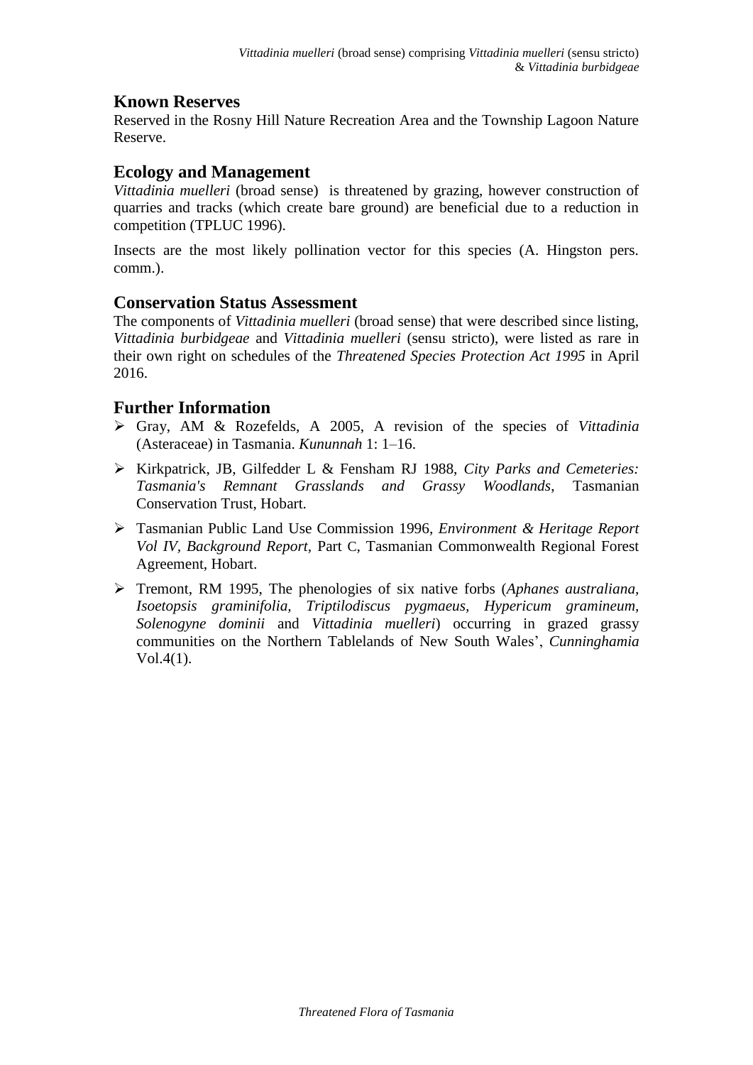## Known Reserves

Reserved in the Rosny Hill Nature Recreation Area and the Township Lagoon Nature Reserve.

## Ecology and Management

*Vittadinia muelleri* (broad sense) is threatened by grazing, however construction of quarries and tracks (which create bare ground) are beneficial due to a reduction in competition (TPLUC 1996).

Insects are the most likely pollination vector for this species (A. Hingston pers. comm.).

## Conservation Status Assessment

The components of *Vittadinia muelleri* (broad sense) that were described since listing, *Vittadinia burbidgeae* and *Vittadinia muelleri* (sensu stricto), were listed as rare in their own right on schedules of the *Threatened Species Protection Act 1995* in April 2016.

## Further Information

- Gray, AM & Rozefelds, A 2005, A revision of the species of *Vittadinia* (Asteraceae) in Tasmania. *Kununnah* 1: 1–16.
- Kirkpatrick, JB, Gilfedder L & Fensham RJ 1988, *City Parks and Cemeteries: Tasmania's Remnant Grasslands and Grassy Woodlands,* Tasmanian Conservation Trust, Hobart.
- Tasmanian Public Land Use Commission 1996, *Environment & Heritage Report Vol IV, Background Report,* Part C, Tasmanian Commonwealth Regional Forest Agreement, Hobart.
- Tremont, RM 1995, The phenologies of six native forbs (*Aphanes australiana, Isoetopsis graminifolia, Triptilodiscus pygmaeus, Hypericum gramineum, Solenogyne dominii* and *Vittadinia muelleri*) occurring in grazed grassy communities on the Northern Tablelands of New South Wales', *Cunninghamia* Vol.4(1).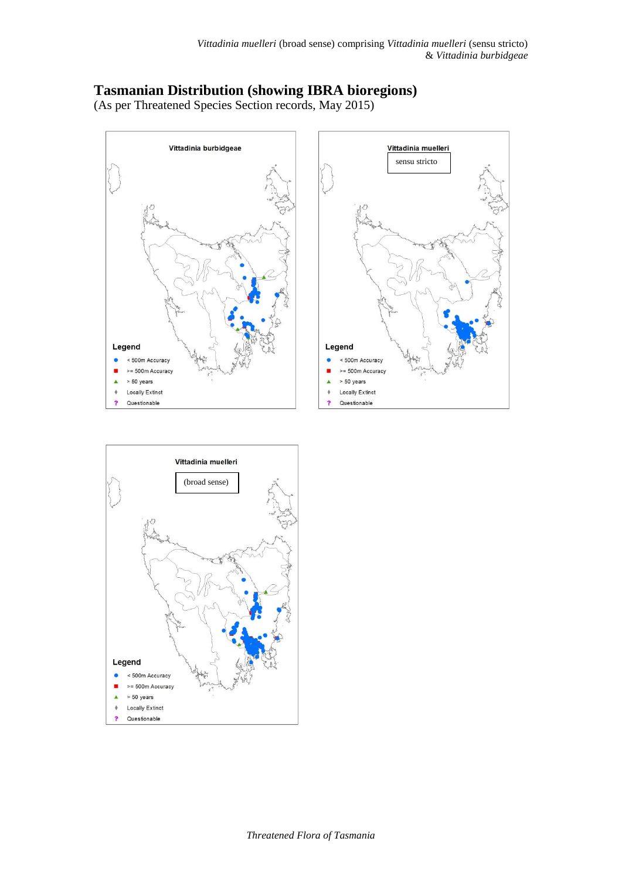## Tasmanian Distribution (showing IBRA bioregions)

(As per Threatened Species Section records, May 2015)

**Vittadinia burbidgeae**

Legend
- < 500m Accuracy
- >= 500m Accuracy
- > 50 years
- Locally Extinct
- Questionable

**Vittadinia muelleri**

sensu stricto

Legend
- < 500m Accuracy
- >= 500m Accuracy
- > 50 years
- Locally Extinct
- Questionable

**Vittadinia muelleri**

(broad sense)

Legend
- < 500m Accuracy
- >= 500m Accuracy
- > 50 years
- Locally Extinct
- Questionable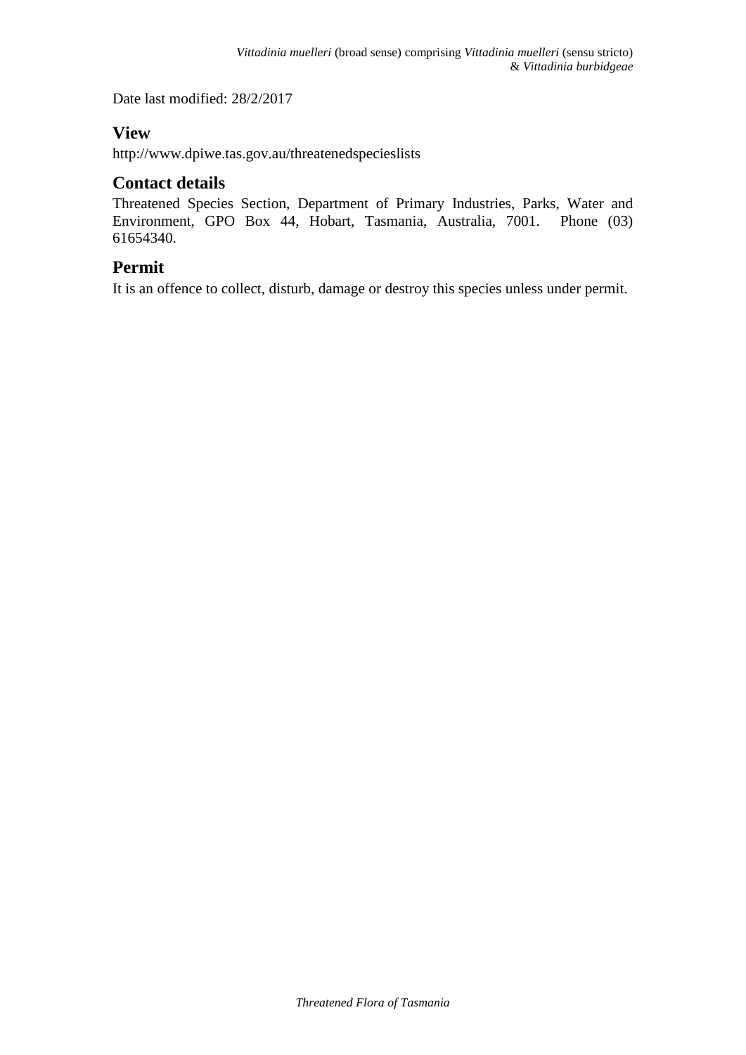Date last modified: 28/2/2017

## View

http://www.dpiwe.tas.gov.au/threatenedspecieslists

## Contact details

Threatened Species Section, Department of Primary Industries, Parks, Water and Environment, GPO Box 44, Hobart, Tasmania, Australia, 7001. Phone (03) 61654340.

## Permit

It is an offence to collect, disturb, damage or destroy this species unless under permit.